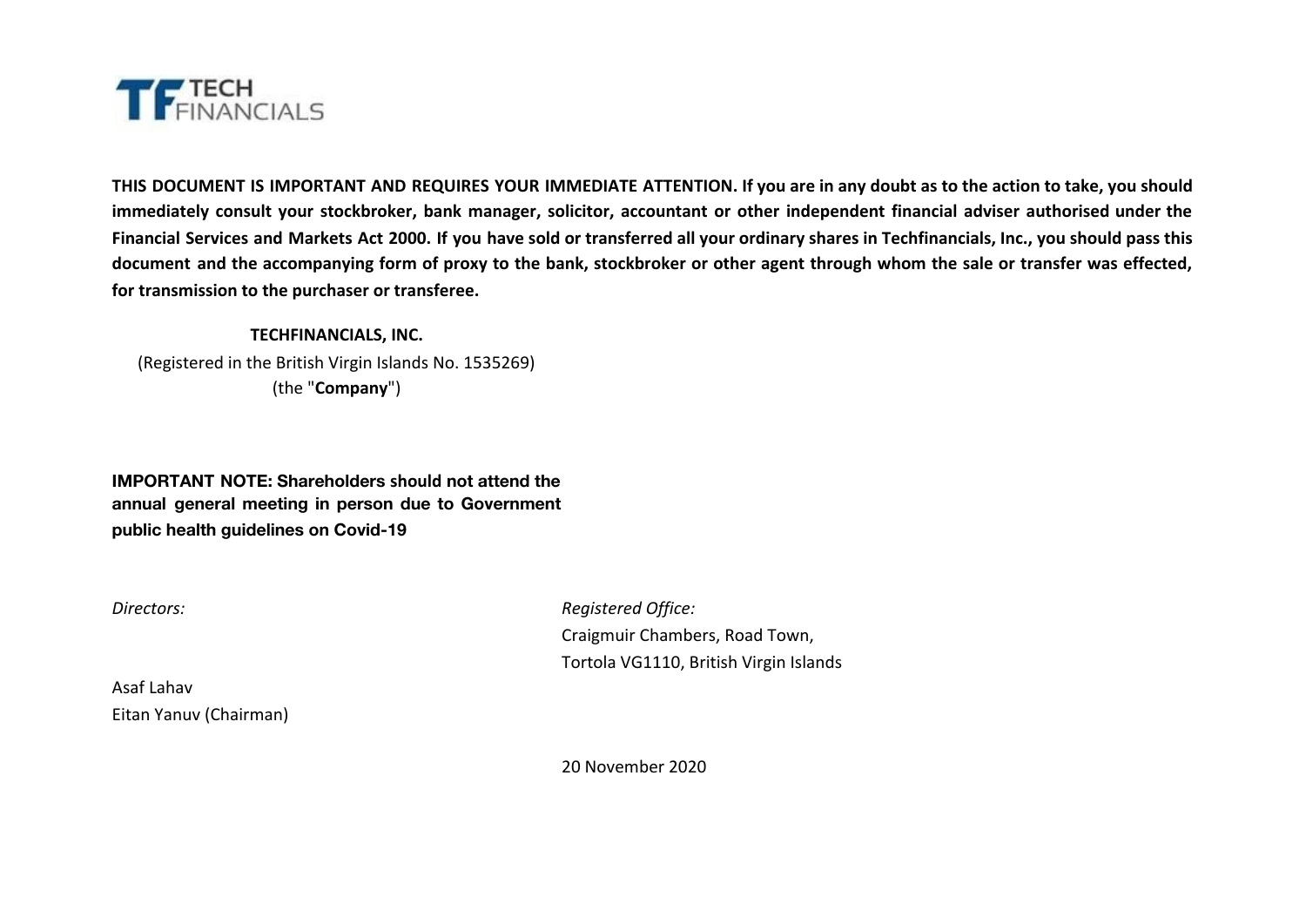TECH FINANCIALS

**THIS DOCUMENT IS IMPORTANT AND REQUIRES YOUR IMMEDIATE ATTENTION. If you are in any doubt as to the action to take, you should immediately consult your stockbroker, bank manager, solicitor, accountant or other independent financial adviser authorised under the Financial Services and Markets Act 2000. If you have sold or transferred all your ordinary shares in Techfinancials, Inc., you should pass this document and the accompanying form of proxy to the bank, stockbroker or other agent through whom the sale or transfer was effected, for transmission to the purchaser or transferee.**

**TECHFINANCIALS, INC.**

(Registered in the British Virgin Islands No. 1535269)

(the "**Company**")

**IMPORTANT NOTE: Shareholders should not attend the annual general meeting in person due to Government public health guidelines on Covid-19**

*Directors:*

Asaf Lahav

Eitan Yanuv (Chairman)

*Registered Office:*

Craigmuir Chambers, Road Town,

Tortola VG1110, British Virgin Islands

20 November 2020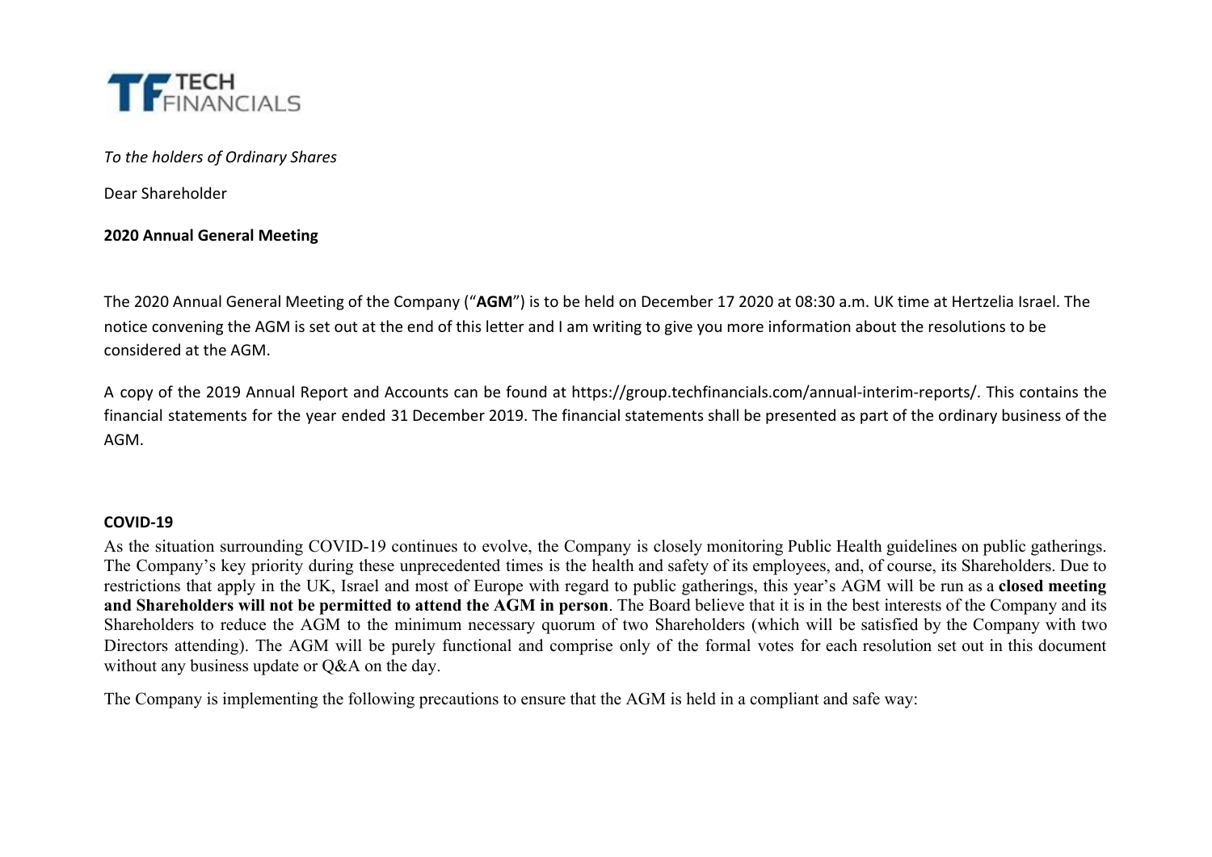*To the holders of Ordinary Shares*

Dear Shareholder

**2020 Annual General Meeting**

The 2020 Annual General Meeting of the Company ("**AGM**") is to be held on December 17 2020 at 08:30 a.m. UK time at Hertzelia Israel. The notice convening the AGM is set out at the end of this letter and I am writing to give you more information about the resolutions to be considered at the AGM.

A copy of the 2019 Annual Report and Accounts can be found at https://group.techfinancials.com/annual-interim-reports/. This contains the financial statements for the year ended 31 December 2019. The financial statements shall be presented as part of the ordinary business of the AGM.

**COVID-19**

As the situation surrounding COVID-19 continues to evolve, the Company is closely monitoring Public Health guidelines on public gatherings. The Company's key priority during these unprecedented times is the health and safety of its employees, and, of course, its Shareholders. Due to restrictions that apply in the UK, Israel and most of Europe with regard to public gatherings, this year's AGM will be run as a **closed meeting and Shareholders will not be permitted to attend the AGM in person**. The Board believe that it is in the best interests of the Company and its Shareholders to reduce the AGM to the minimum necessary quorum of two Shareholders (which will be satisfied by the Company with two Directors attending). The AGM will be purely functional and comprise only of the formal votes for each resolution set out in this document without any business update or Q&A on the day.

The Company is implementing the following precautions to ensure that the AGM is held in a compliant and safe way: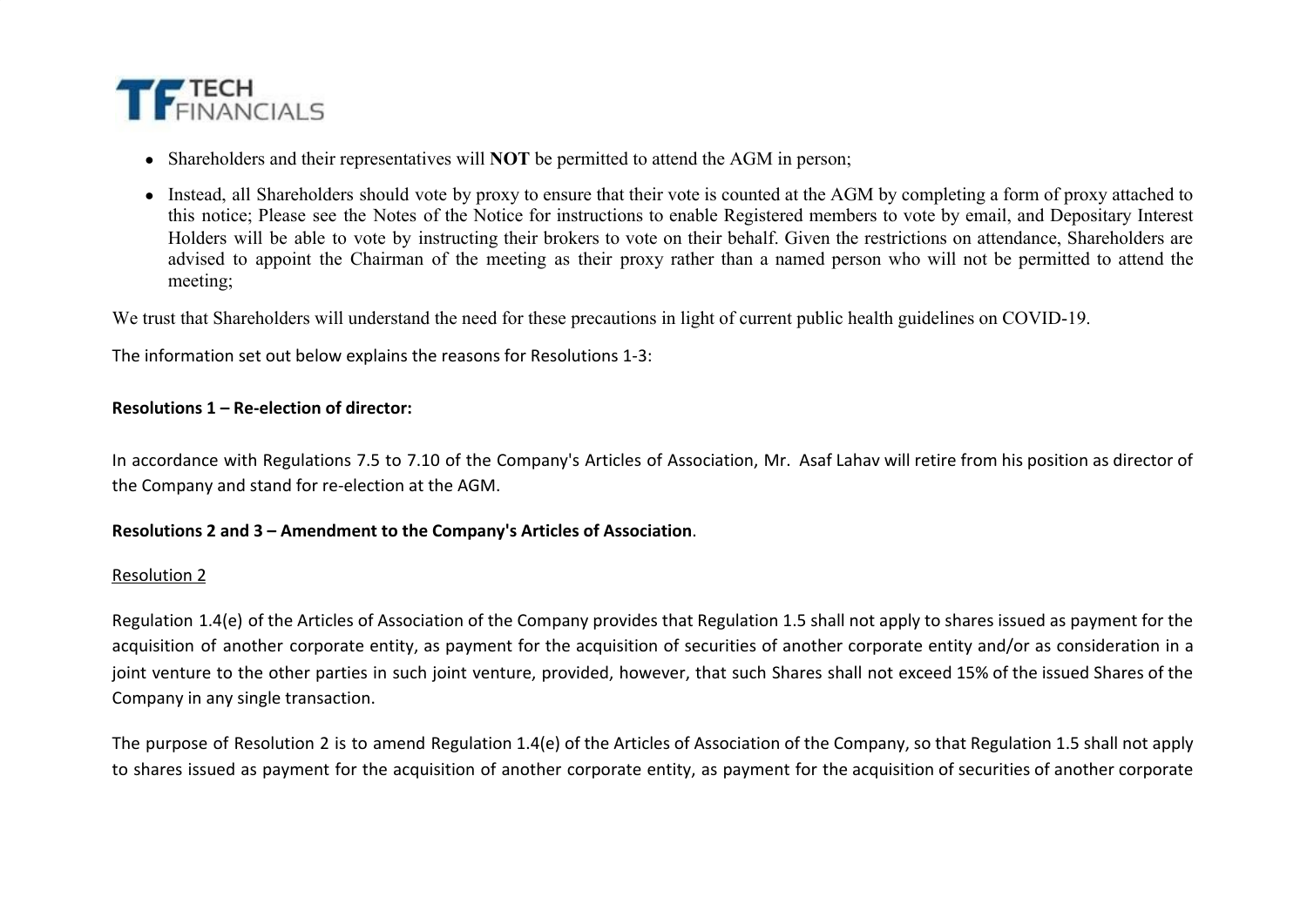- Shareholders and their representatives will **NOT** be permitted to attend the AGM in person;
- Instead, all Shareholders should vote by proxy to ensure that their vote is counted at the AGM by completing a form of proxy attached to this notice; Please see the Notes of the Notice for instructions to enable Registered members to vote by email, and Depositary Interest Holders will be able to vote by instructing their brokers to vote on their behalf. Given the restrictions on attendance, Shareholders are advised to appoint the Chairman of the meeting as their proxy rather than a named person who will not be permitted to attend the meeting;

We trust that Shareholders will understand the need for these precautions in light of current public health guidelines on COVID-19.

The information set out below explains the reasons for Resolutions 1-3:

**Resolutions 1 – Re-election of director:**

In accordance with Regulations 7.5 to 7.10 of the Company's Articles of Association, Mr. Asaf Lahav will retire from his position as director of the Company and stand for re-election at the AGM.

**Resolutions 2 and 3 – Amendment to the Company's Articles of Association**.

<u>Resolution 2</u>

Regulation 1.4(e) of the Articles of Association of the Company provides that Regulation 1.5 shall not apply to shares issued as payment for the acquisition of another corporate entity, as payment for the acquisition of securities of another corporate entity and/or as consideration in a joint venture to the other parties in such joint venture, provided, however, that such Shares shall not exceed 15% of the issued Shares of the Company in any single transaction.

The purpose of Resolution 2 is to amend Regulation 1.4(e) of the Articles of Association of the Company, so that Regulation 1.5 shall not apply to shares issued as payment for the acquisition of another corporate entity, as payment for the acquisition of securities of another corporate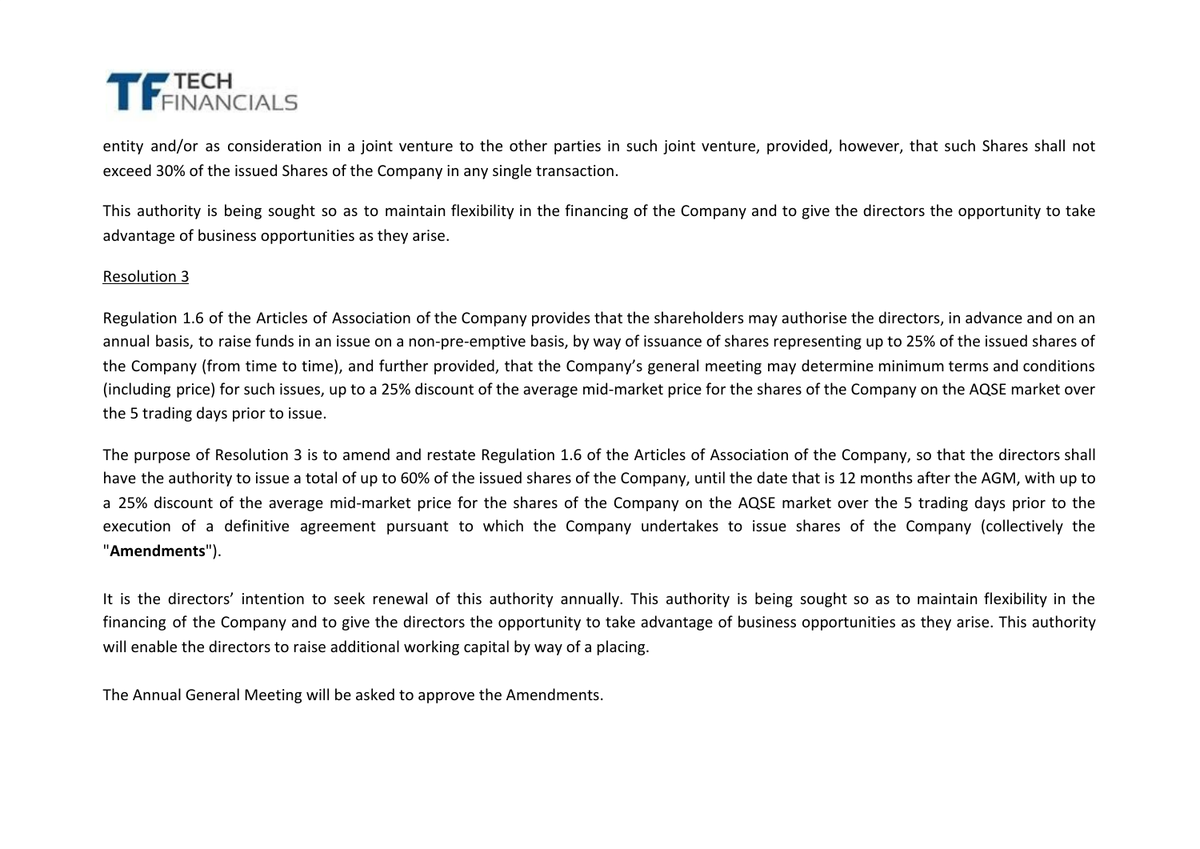entity and/or as consideration in a joint venture to the other parties in such joint venture, provided, however, that such Shares shall not exceed 30% of the issued Shares of the Company in any single transaction.

This authority is being sought so as to maintain flexibility in the financing of the Company and to give the directors the opportunity to take advantage of business opportunities as they arise.

<u>Resolution 3</u>

Regulation 1.6 of the Articles of Association of the Company provides that the shareholders may authorise the directors, in advance and on an annual basis, to raise funds in an issue on a non-pre-emptive basis, by way of issuance of shares representing up to 25% of the issued shares of the Company (from time to time), and further provided, that the Company's general meeting may determine minimum terms and conditions (including price) for such issues, up to a 25% discount of the average mid-market price for the shares of the Company on the AQSE market over the 5 trading days prior to issue.

The purpose of Resolution 3 is to amend and restate Regulation 1.6 of the Articles of Association of the Company, so that the directors shall have the authority to issue a total of up to 60% of the issued shares of the Company, until the date that is 12 months after the AGM, with up to a 25% discount of the average mid-market price for the shares of the Company on the AQSE market over the 5 trading days prior to the execution of a definitive agreement pursuant to which the Company undertakes to issue shares of the Company (collectively the "**Amendments**").

It is the directors' intention to seek renewal of this authority annually. This authority is being sought so as to maintain flexibility in the financing of the Company and to give the directors the opportunity to take advantage of business opportunities as they arise. This authority will enable the directors to raise additional working capital by way of a placing.

The Annual General Meeting will be asked to approve the Amendments.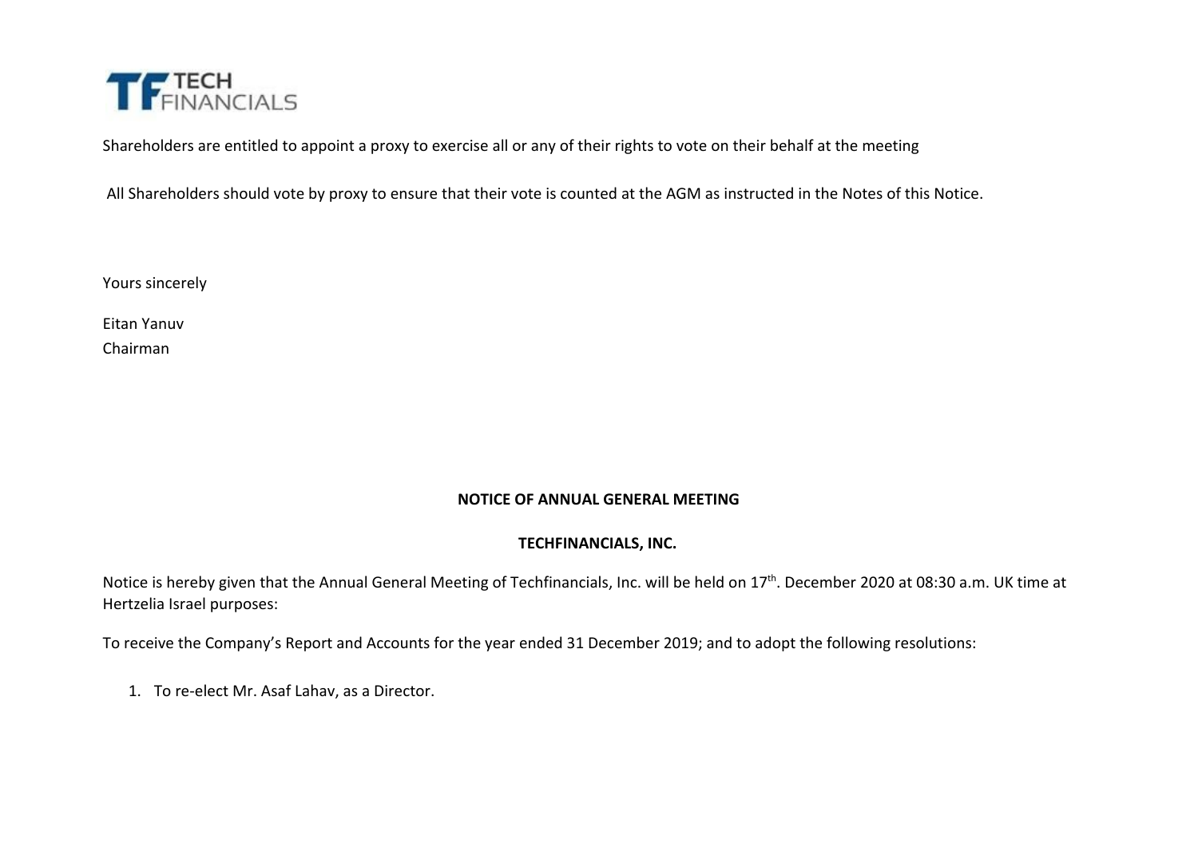Shareholders are entitled to appoint a proxy to exercise all or any of their rights to vote on their behalf at the meeting

All Shareholders should vote by proxy to ensure that their vote is counted at the AGM as instructed in the Notes of this Notice.

Yours sincerely

Eitan Yanuv
Chairman

**NOTICE OF ANNUAL GENERAL MEETING**

**TECHFINANCIALS, INC.**

Notice is hereby given that the Annual General Meeting of Techfinancials, Inc. will be held on 17th. December 2020 at 08:30 a.m. UK time at Hertzelia Israel purposes:

To receive the Company's Report and Accounts for the year ended 31 December 2019; and to adopt the following resolutions:

1. To re-elect Mr. Asaf Lahav, as a Director.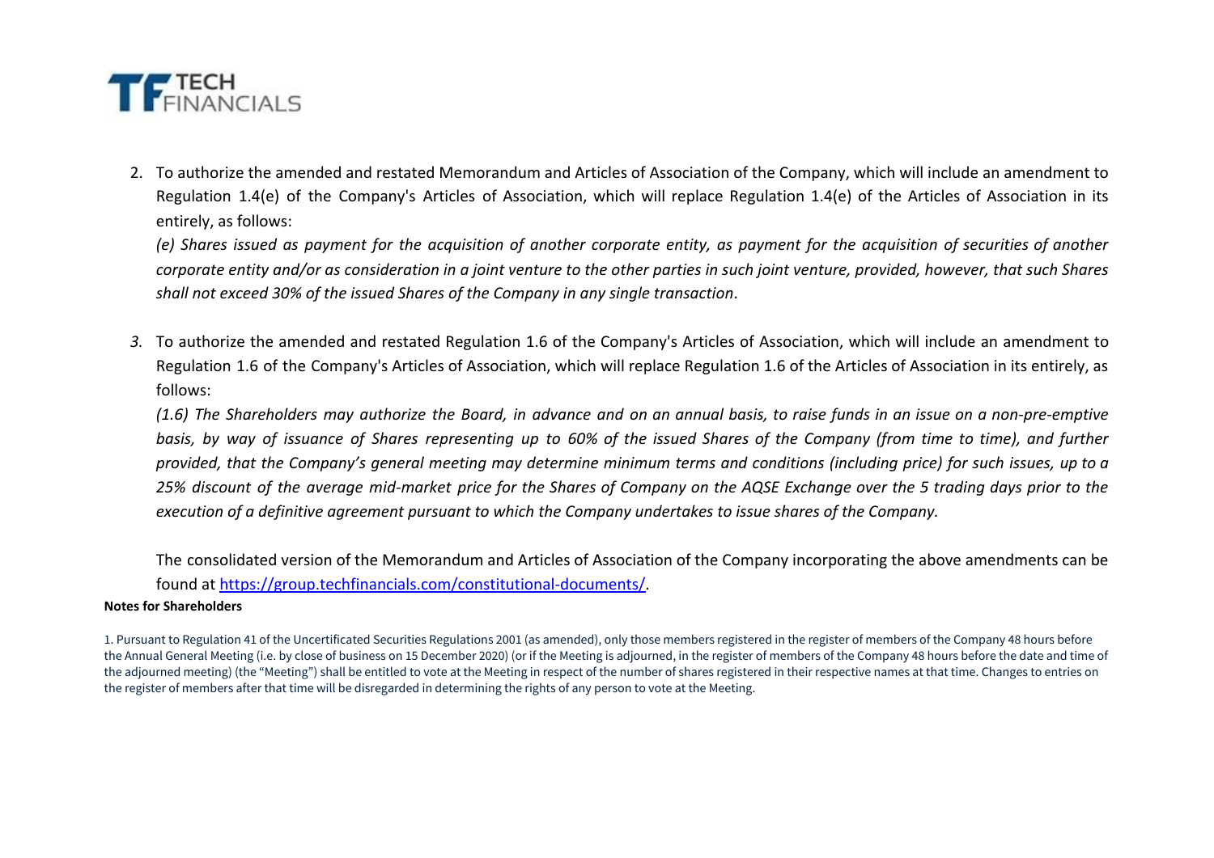2. To authorize the amended and restated Memorandum and Articles of Association of the Company, which will include an amendment to Regulation 1.4(e) of the Company's Articles of Association, which will replace Regulation 1.4(e) of the Articles of Association in its entirely, as follows:

   *(e) Shares issued as payment for the acquisition of another corporate entity, as payment for the acquisition of securities of another corporate entity and/or as consideration in a joint venture to the other parties in such joint venture, provided, however, that such Shares shall not exceed 30% of the issued Shares of the Company in any single transaction*.

3. To authorize the amended and restated Regulation 1.6 of the Company's Articles of Association, which will include an amendment to Regulation 1.6 of the Company's Articles of Association, which will replace Regulation 1.6 of the Articles of Association in its entirely, as follows:

   *(1.6) The Shareholders may authorize the Board, in advance and on an annual basis, to raise funds in an issue on a non-pre-emptive basis, by way of issuance of Shares representing up to 60% of the issued Shares of the Company (from time to time), and further provided, that the Company's general meeting may determine minimum terms and conditions (including price) for such issues, up to a 25% discount of the average mid-market price for the Shares of Company on the AQSE Exchange over the 5 trading days prior to the execution of a definitive agreement pursuant to which the Company undertakes to issue shares of the Company.*

   The consolidated version of the Memorandum and Articles of Association of the Company incorporating the above amendments can be found at [https://group.techfinancials.com/constitutional-documents/](https://group.techfinancials.com/constitutional-documents/).

**Notes for Shareholders**

1. Pursuant to Regulation 41 of the Uncertificated Securities Regulations 2001 (as amended), only those members registered in the register of members of the Company 48 hours before the Annual General Meeting (i.e. by close of business on 15 December 2020) (or if the Meeting is adjourned, in the register of members of the Company 48 hours before the date and time of the adjourned meeting) (the "Meeting") shall be entitled to vote at the Meeting in respect of the number of shares registered in their respective names at that time. Changes to entries on the register of members after that time will be disregarded in determining the rights of any person to vote at the Meeting.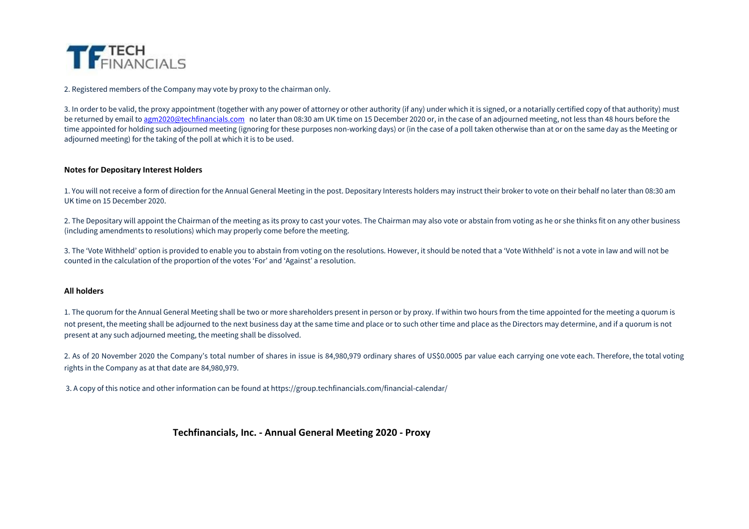2. Registered members of the Company may vote by proxy to the chairman only.

3. In order to be valid, the proxy appointment (together with any power of attorney or other authority (if any) under which it is signed, or a notarially certified copy of that authority) must be returned by email to agm2020@techfinancials.com no later than 08:30 am UK time on 15 December 2020 or, in the case of an adjourned meeting, not less than 48 hours before the time appointed for holding such adjourned meeting (ignoring for these purposes non-working days) or (in the case of a poll taken otherwise than at or on the same day as the Meeting or adjourned meeting) for the taking of the poll at which it is to be used.

**Notes for Depositary Interest Holders**

1. You will not receive a form of direction for the Annual General Meeting in the post. Depositary Interests holders may instruct their broker to vote on their behalf no later than 08:30 am UK time on 15 December 2020.

2. The Depositary will appoint the Chairman of the meeting as its proxy to cast your votes. The Chairman may also vote or abstain from voting as he or she thinks fit on any other business (including amendments to resolutions) which may properly come before the meeting.

3. The 'Vote Withheld' option is provided to enable you to abstain from voting on the resolutions. However, it should be noted that a 'Vote Withheld' is not a vote in law and will not be counted in the calculation of the proportion of the votes 'For' and 'Against' a resolution.

**All holders**

1. The quorum for the Annual General Meeting shall be two or more shareholders present in person or by proxy. If within two hours from the time appointed for the meeting a quorum is not present, the meeting shall be adjourned to the next business day at the same time and place or to such other time and place as the Directors may determine, and if a quorum is not present at any such adjourned meeting, the meeting shall be dissolved.

2. As of 20 November 2020 the Company's total number of shares in issue is 84,980,979 ordinary shares of US$0.0005 par value each carrying one vote each. Therefore, the total voting rights in the Company as at that date are 84,980,979.

3. A copy of this notice and other information can be found at https://group.techfinancials.com/financial-calendar/

**Techfinancials, Inc. - Annual General Meeting 2020 - Proxy**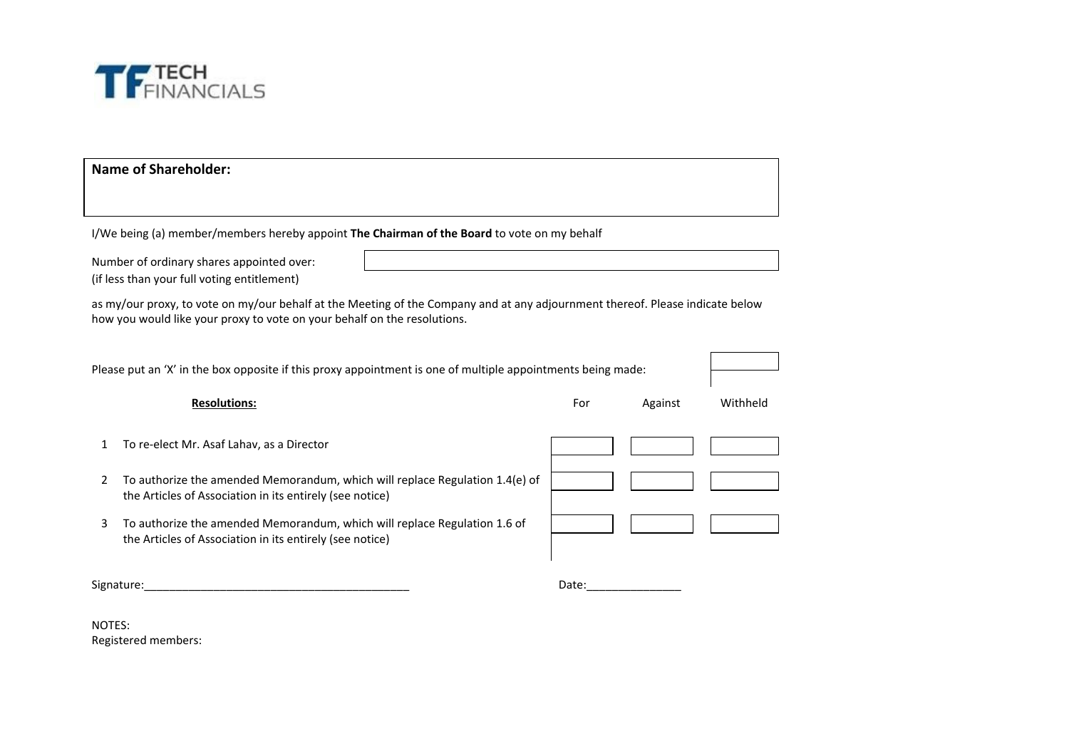TECH FINANCIALS

| **Name of Shareholder:** |
|---|
| |

I/We being (a) member/members hereby appoint **The Chairman of the Board** to vote on my behalf

Number of ordinary shares appointed over:
(if less than your full voting entitlement)

as my/our proxy, to vote on my/our behalf at the Meeting of the Company and at any adjournment thereof. Please indicate below how you would like your proxy to vote on your behalf on the resolutions.

Please put an 'X' in the box opposite if this proxy appointment is one of multiple appointments being made:

| | **Resolutions:** | For | Against | Withheld |
|---|---|---|---|---|
| 1 | To re-elect Mr. Asaf Lahav, as a Director | | | |
| 2 | To authorize the amended Memorandum, which will replace Regulation 1.4(e) of the Articles of Association in its entirely (see notice) | | | |
| 3 | To authorize the amended Memorandum, which will replace Regulation 1.6 of the Articles of Association in its entirely (see notice) | | | |

Signature:__________________________________________ Date:_______________

NOTES:
Registered members: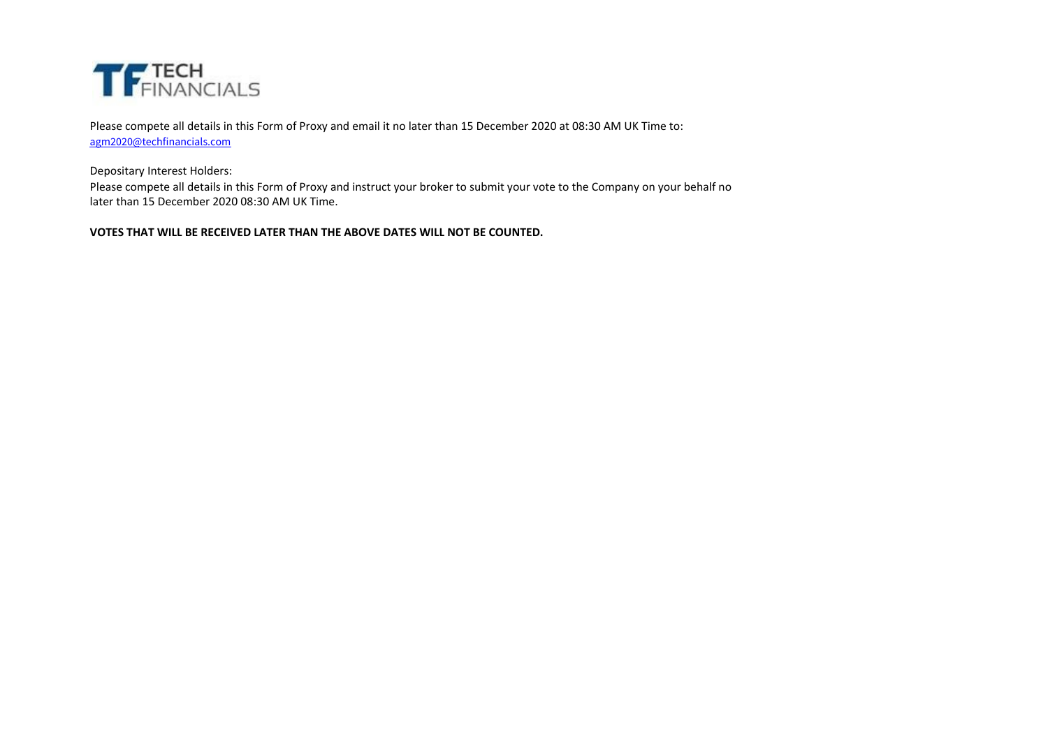TECH FINANCIALS

Please compete all details in this Form of Proxy and email it no later than 15 December 2020 at 08:30 AM UK Time to: agm2020@techfinancials.com

Depositary Interest Holders:

Please compete all details in this Form of Proxy and instruct your broker to submit your vote to the Company on your behalf no later than 15 December 2020 08:30 AM UK Time.

**VOTES THAT WILL BE RECEIVED LATER THAN THE ABOVE DATES WILL NOT BE COUNTED.**